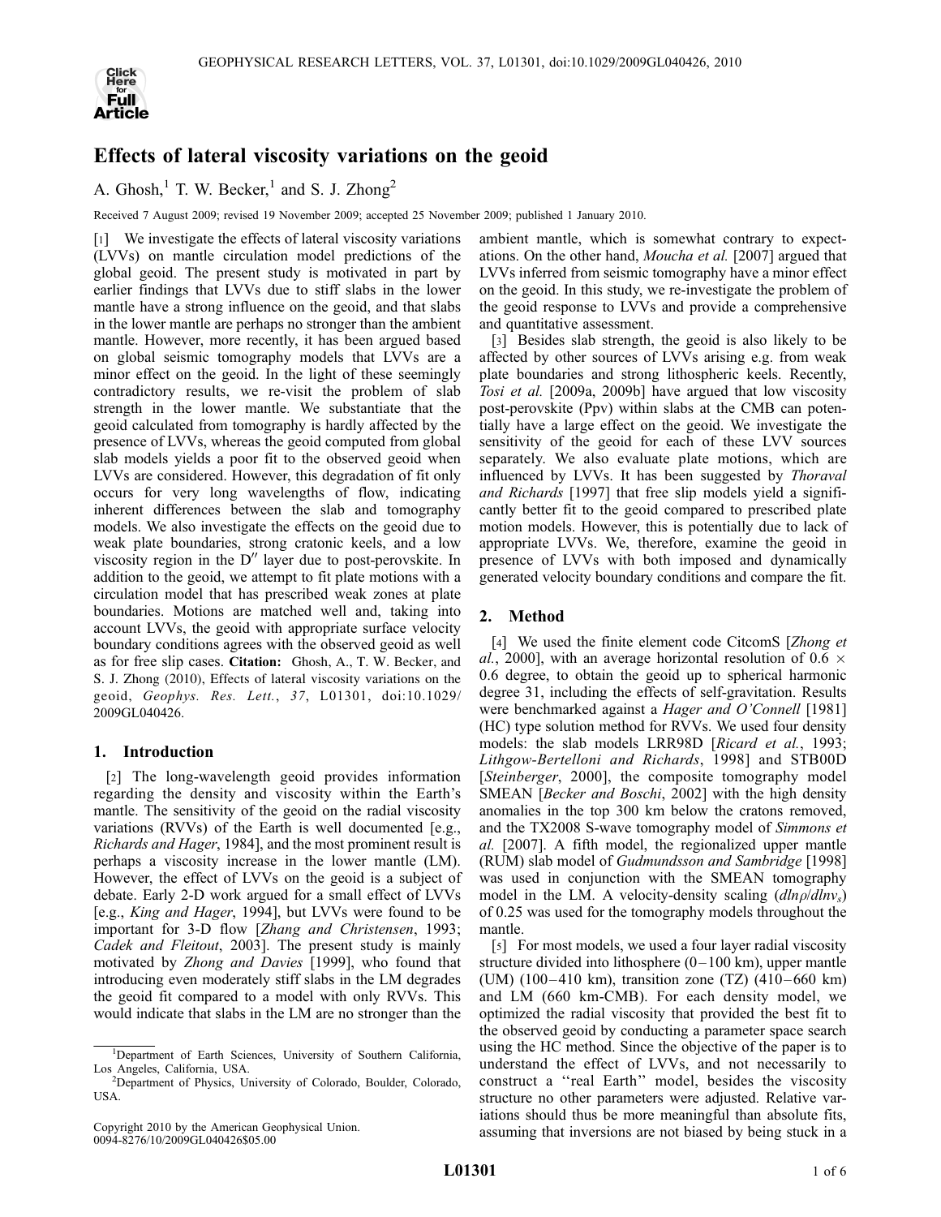# Effects of lateral viscosity variations on the geoid

A. Ghosh,[1] T. W. Becker,[1] and S. J. Zhong[2]

Received 7 August 2009; revised 19 November 2009; accepted 25 November 2009; published 1 January 2010.

[1] We investigate the effects of lateral viscosity variations (LVVs) on mantle circulation model predictions of the global geoid. The present study is motivated in part by earlier findings that LVVs due to stiff slabs in the lower mantle have a strong influence on the geoid, and that slabs in the lower mantle are perhaps no stronger than the ambient mantle. However, more recently, it has been argued based on global seismic tomography models that LVVs are a minor effect on the geoid. In the light of these seemingly contradictory results, we re-visit the problem of slab strength in the lower mantle. We substantiate that the geoid calculated from tomography is hardly affected by the presence of LVVs, whereas the geoid computed from global slab models yields a poor fit to the observed geoid when LVVs are considered. However, this degradation of fit only occurs for very long wavelengths of flow, indicating inherent differences between the slab and tomography models. We also investigate the effects on the geoid due to weak plate boundaries, strong cratonic keels, and a low viscosity region in the D″ layer due to post-perovskite. In addition to the geoid, we attempt to fit plate motions with a circulation model that has prescribed weak zones at plate boundaries. Motions are matched well and, taking into account LVVs, the geoid with appropriate surface velocity boundary conditions agrees with the observed geoid as well as for free slip cases. **Citation:** Ghosh, A., T. W. Becker, and S. J. Zhong (2010), Effects of lateral viscosity variations on the geoid, *Geophys. Res. Lett.*, *37*, L01301, doi:10.1029/2009GL040426.

## 1. Introduction

[2] The long-wavelength geoid provides information regarding the density and viscosity within the Earth's mantle. The sensitivity of the geoid on the radial viscosity variations (RVVs) of the Earth is well documented [e.g., *Richards and Hager*, 1984], and the most prominent result is perhaps a viscosity increase in the lower mantle (LM). However, the effect of LVVs on the geoid is a subject of debate. Early 2-D work argued for a small effect of LVVs [e.g., *King and Hager*, 1994], but LVVs were found to be important for 3-D flow [*Zhang and Christensen*, 1993; *Cadek and Fleitout*, 2003]. The present study is mainly motivated by *Zhong and Davies* [1999], who found that introducing even moderately stiff slabs in the LM degrades the geoid fit compared to a model with only RVVs. This would indicate that slabs in the LM are no stronger than the ambient mantle, which is somewhat contrary to expectations. On the other hand, *Moucha et al.* [2007] argued that LVVs inferred from seismic tomography have a minor effect on the geoid. In this study, we re-investigate the problem of the geoid response to LVVs and provide a comprehensive and quantitative assessment.

[3] Besides slab strength, the geoid is also likely to be affected by other sources of LVVs arising e.g. from weak plate boundaries and strong lithospheric keels. Recently, *Tosi et al.* [2009a, 2009b] have argued that low viscosity post-perovskite (Ppv) within slabs at the CMB can potentially have a large effect on the geoid. We investigate the sensitivity of the geoid for each of these LVV sources separately. We also evaluate plate motions, which are influenced by LVVs. It has been suggested by *Thoraval and Richards* [1997] that free slip models yield a significantly better fit to the geoid compared to prescribed plate motion models. However, this is potentially due to lack of appropriate LVVs. We, therefore, examine the geoid in presence of LVVs with both imposed and dynamically generated velocity boundary conditions and compare the fit.

## 2. Method

[4] We used the finite element code CitcomS [*Zhong et al.*, 2000], with an average horizontal resolution of 0.6 × 0.6 degree, to obtain the geoid up to spherical harmonic degree 31, including the effects of self-gravitation. Results were benchmarked against a *Hager and O'Connell* [1981] (HC) type solution method for RVVs. We used four density models: the slab models LRR98D [*Ricard et al.*, 1993; *Lithgow-Bertelloni and Richards*, 1998] and STB00D [*Steinberger*, 2000], the composite tomography model SMEAN [*Becker and Boschi*, 2002] with the high density anomalies in the top 300 km below the cratons removed, and the TX2008 S-wave tomography model of *Simmons et al.* [2007]. A fifth model, the regionalized upper mantle (RUM) slab model of *Gudmundsson and Sambridge* [1998] was used in conjunction with the SMEAN tomography model in the LM. A velocity-density scaling ($dln\rho/dlnv_s$) of 0.25 was used for the tomography models throughout the mantle.

[5] For most models, we used a four layer radial viscosity structure divided into lithosphere (0–100 km), upper mantle (UM) (100–410 km), transition zone (TZ) (410–660 km) and LM (660 km-CMB). For each density model, we optimized the radial viscosity that provided the best fit to the observed geoid by conducting a parameter space search using the HC method. Since the objective of the paper is to understand the effect of LVVs, and not necessarily to construct a "real Earth" model, besides the viscosity structure no other parameters were adjusted. Relative variations should thus be more meaningful than absolute fits, assuming that inversions are not biased by being stuck in a

---

[1] Department of Earth Sciences, University of Southern California, Los Angeles, California, USA.

[2] Department of Physics, University of Colorado, Boulder, Colorado, USA.

Copyright 2010 by the American Geophysical Union.
0094-8276/10/2009GL040426$05.00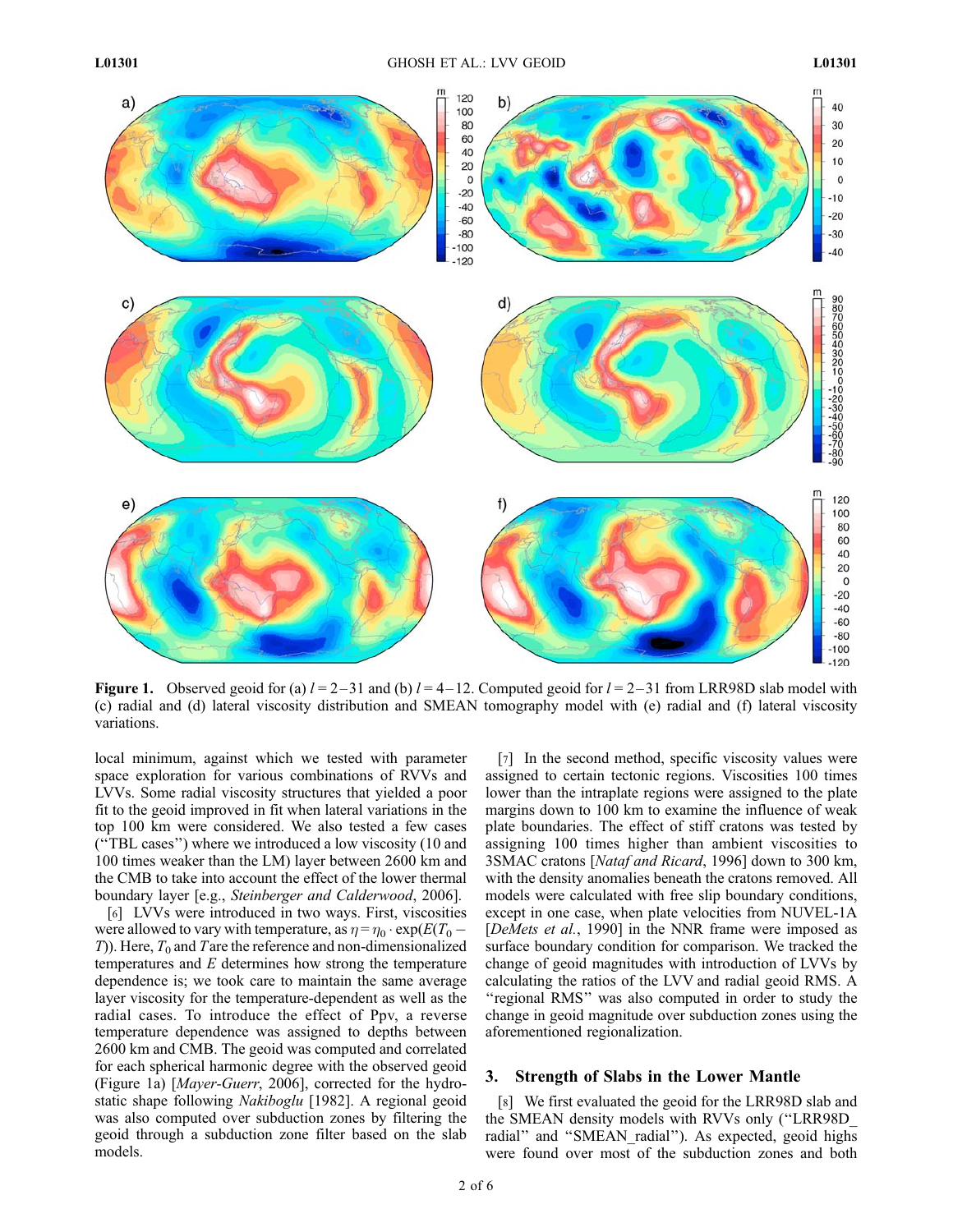Figure 1. Observed geoid for (a) $l = 2–31$ and (b) $l = 4–12$. Computed geoid for $l = 2–31$ from LRR98D slab model with (c) radial and (d) lateral viscosity distribution and SMEAN tomography model with (e) radial and (f) lateral viscosity variations.

local minimum, against which we tested with parameter space exploration for various combinations of RVVs and LVVs. Some radial viscosity structures that yielded a poor fit to the geoid improved in fit when lateral variations in the top 100 km were considered. We also tested a few cases ("TBL cases") where we introduced a low viscosity (10 and 100 times weaker than the LM) layer between 2600 km and the CMB to take into account the effect of the lower thermal boundary layer [e.g., *Steinberger and Calderwood*, 2006].

[6] LVVs were introduced in two ways. First, viscosities were allowed to vary with temperature, as $\eta = \eta_0 \cdot \exp(E(T_0 - T))$. Here, $T_0$ and $T$ are the reference and non-dimensionalized temperatures and $E$ determines how strong the temperature dependence is; we took care to maintain the same average layer viscosity for the temperature-dependent as well as the radial cases. To introduce the effect of Ppv, a reverse temperature dependence was assigned to depths between 2600 km and CMB. The geoid was computed and correlated for each spherical harmonic degree with the observed geoid (Figure 1a) [*Mayer-Guerr*, 2006], corrected for the hydrostatic shape following *Nakiboglu* [1982]. A regional geoid was also computed over subduction zones by filtering the geoid through a subduction zone filter based on the slab models.

[7] In the second method, specific viscosity values were assigned to certain tectonic regions. Viscosities 100 times lower than the intraplate regions were assigned to the plate margins down to 100 km to examine the influence of weak plate boundaries. The effect of stiff cratons was tested by assigning 100 times higher than ambient viscosities to 3SMAC cratons [*Nataf and Ricard*, 1996] down to 300 km, with the density anomalies beneath the cratons removed. All models were calculated with free slip boundary conditions, except in one case, when plate velocities from NUVEL-1A [*DeMets et al.*, 1990] in the NNR frame were imposed as surface boundary condition for comparison. We tracked the change of geoid magnitudes with introduction of LVVs by calculating the ratios of the LVV and radial geoid RMS. A "regional RMS" was also computed in order to study the change in geoid magnitude over subduction zones using the aforementioned regionalization.

## 3. Strength of Slabs in the Lower Mantle

[8] We first evaluated the geoid for the LRR98D slab and the SMEAN density models with RVVs only ("LRR98D_radial" and "SMEAN_radial"). As expected, geoid highs were found over most of the subduction zones and both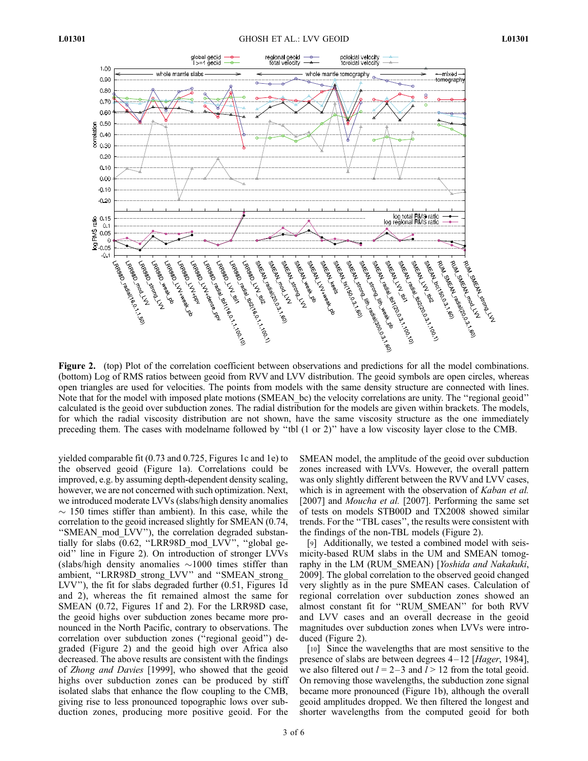**Figure 2.** (top) Plot of the correlation coefficient between observations and predictions for all the model combinations. (bottom) Log of RMS ratios between geoid from RVV and LVV distribution. The geoid symbols are open circles, whereas open triangles are used for velocities. The points from models with the same density structure are connected with lines. Note that for the model with imposed plate motions (SMEAN_bc) the velocity correlations are unity. The "regional geoid" calculated is the geoid over subduction zones. The radial distribution for the models are given within brackets. The models, for which the radial viscosity distribution are not shown, have the same viscosity structure as the one immediately preceding them. The cases with modelname followed by "tbl (1 or 2)" have a low viscosity layer close to the CMB.

yielded comparable fit (0.73 and 0.725, Figures 1c and 1e) to the observed geoid (Figure 1a). Correlations could be improved, e.g. by assuming depth-dependent density scaling, however, we are not concerned with such optimization. Next, we introduced moderate LVVs (slabs/high density anomalies $\sim$ 150 times stiffer than ambient). In this case, while the correlation to the geoid increased slightly for SMEAN (0.74, "SMEAN_mod_LVV"), the correlation degraded substantially for slabs (0.62, "LRR98D_mod_LVV", "global geoid" line in Figure 2). On introduction of stronger LVVs (slabs/high density anomalies $\sim$1000 times stiffer than ambient, "LRR98D_strong_LVV" and "SMEAN_strong_LVV"), the fit for slabs degraded further (0.51, Figures 1d and 2), whereas the fit remained almost the same for SMEAN (0.72, Figures 1f and 2). For the LRR98D case, the geoid highs over subduction zones became more pronounced in the North Pacific, contrary to observations. The correlation over subduction zones ("regional geoid") degraded (Figure 2) and the geoid high over Africa also decreased. The above results are consistent with the findings of *Zhong and Davies* [1999], who showed that the geoid highs over subduction zones can be produced by stiff isolated slabs that enhance the flow coupling to the CMB, giving rise to less pronounced topographic lows over subduction zones, producing more positive geoid. For the SMEAN model, the amplitude of the geoid over subduction zones increased with LVVs. However, the overall pattern was only slightly different between the RVV and LVV cases, which is in agreement with the observation of *Kaban et al.* [2007] and *Moucha et al.* [2007]. Performing the same set of tests on models STB00D and TX2008 showed similar trends. For the "TBL cases", the results were consistent with the findings of the non-TBL models (Figure 2).

[9] Additionally, we tested a combined model with seismicity-based RUM slabs in the UM and SMEAN tomography in the LM (RUM_SMEAN) [*Yoshida and Nakakuki*, 2009]. The global correlation to the observed geoid changed very slightly as in the pure SMEAN cases. Calculation of regional correlation over subduction zones showed an almost constant fit for "RUM_SMEAN" for both RVV and LVV cases and an overall decrease in the geoid magnitudes over subduction zones when LVVs were introduced (Figure 2).

[10] Since the wavelengths that are most sensitive to the presence of slabs are between degrees 4–12 [*Hager*, 1984], we also filtered out $l = 2$–$3$ and $l > 12$ from the total geoid. On removing those wavelengths, the subduction zone signal became more pronounced (Figure 1b), although the overall geoid amplitudes dropped. We then filtered the longest and shorter wavelengths from the computed geoid for both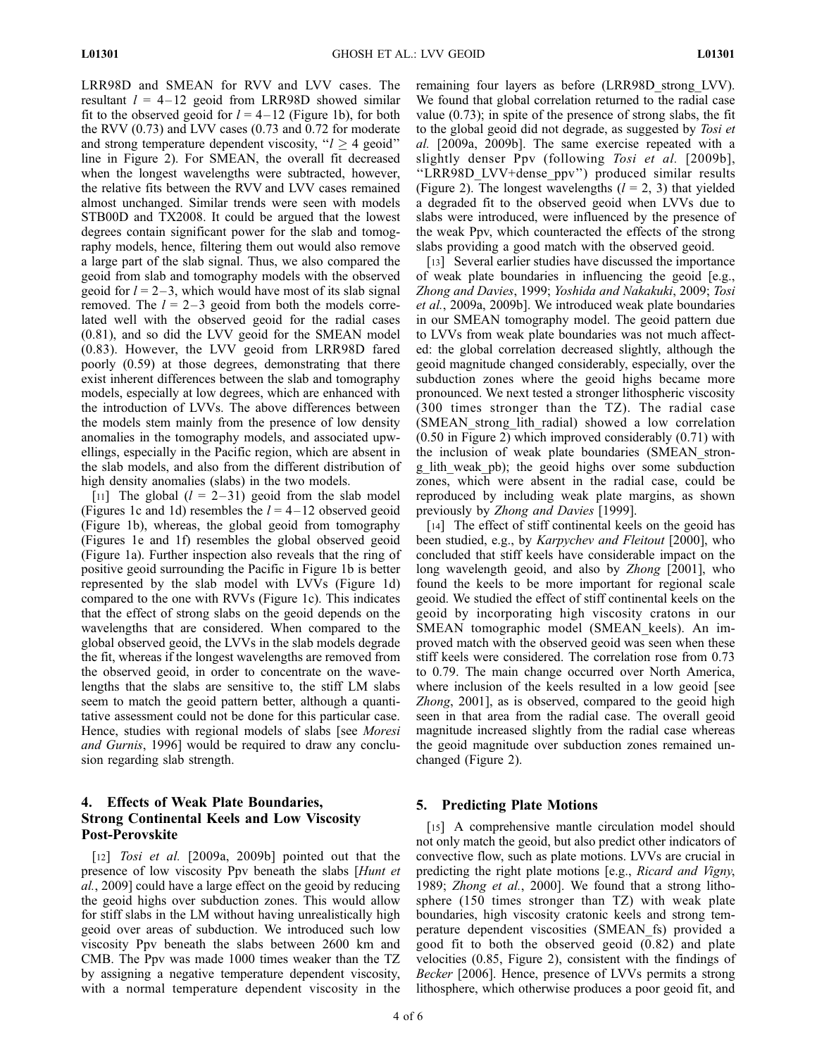LRR98D and SMEAN for RVV and LVV cases. The resultant $l = 4$–$12$ geoid from LRR98D showed similar fit to the observed geoid for $l = 4$–$12$ (Figure 1b), for both the RVV (0.73) and LVV cases (0.73 and 0.72 for moderate and strong temperature dependent viscosity, "$l \geq 4$ geoid" line in Figure 2). For SMEAN, the overall fit decreased when the longest wavelengths were subtracted, however, the relative fits between the RVV and LVV cases remained almost unchanged. Similar trends were seen with models STB00D and TX2008. It could be argued that the lowest degrees contain significant power for the slab and tomography models, hence, filtering them out would also remove a large part of the slab signal. Thus, we also compared the geoid from slab and tomography models with the observed geoid for $l = 2$–$3$, which would have most of its slab signal removed. The $l = 2$–$3$ geoid from both the models correlated well with the observed geoid for the radial cases (0.81), and so did the LVV geoid for the SMEAN model (0.83). However, the LVV geoid from LRR98D fared poorly (0.59) at those degrees, demonstrating that there exist inherent differences between the slab and tomography models, especially at low degrees, which are enhanced with the introduction of LVVs. The above differences between the models stem mainly from the presence of low density anomalies in the tomography models, and associated upwellings, especially in the Pacific region, which are absent in the slab models, and also from the different distribution of high density anomalies (slabs) in the two models.

[11] The global ($l = 2$–$31$) geoid from the slab model (Figures 1c and 1d) resembles the $l = 4$–$12$ observed geoid (Figure 1b), whereas, the global geoid from tomography (Figures 1e and 1f) resembles the global observed geoid (Figure 1a). Further inspection also reveals that the ring of positive geoid surrounding the Pacific in Figure 1b is better represented by the slab model with LVVs (Figure 1d) compared to the one with RVVs (Figure 1c). This indicates that the effect of strong slabs on the geoid depends on the wavelengths that are considered. When compared to the global observed geoid, the LVVs in the slab models degrade the fit, whereas if the longest wavelengths are removed from the observed geoid, in order to concentrate on the wavelengths that the slabs are sensitive to, the stiff LM slabs seem to match the geoid pattern better, although a quantitative assessment could not be done for this particular case. Hence, studies with regional models of slabs [see *Moresi and Gurnis*, 1996] would be required to draw any conclusion regarding slab strength.

## 4. Effects of Weak Plate Boundaries, Strong Continental Keels and Low Viscosity Post-Perovskite

[12] *Tosi et al.* [2009a, 2009b] pointed out that the presence of low viscosity Ppv beneath the slabs [*Hunt et al.*, 2009] could have a large effect on the geoid by reducing the geoid highs over subduction zones. This would allow for stiff slabs in the LM without having unrealistically high geoid over areas of subduction. We introduced such low viscosity Ppv beneath the slabs between 2600 km and CMB. The Ppv was made 1000 times weaker than the TZ by assigning a negative temperature dependent viscosity, with a normal temperature dependent viscosity in the remaining four layers as before (LRR98D_strong_LVV). We found that global correlation returned to the radial case value (0.73); in spite of the presence of strong slabs, the fit to the global geoid did not degrade, as suggested by *Tosi et al.* [2009a, 2009b]. The same exercise repeated with a slightly denser Ppv (following *Tosi et al.* [2009b], "LRR98D_LVV+dense_ppv") produced similar results (Figure 2). The longest wavelengths ($l = 2, 3$) that yielded a degraded fit to the observed geoid when LVVs due to slabs were introduced, were influenced by the presence of the weak Ppv, which counteracted the effects of the strong slabs providing a good match with the observed geoid.

[13] Several earlier studies have discussed the importance of weak plate boundaries in influencing the geoid [e.g., *Zhong and Davies*, 1999; *Yoshida and Nakakuki*, 2009; *Tosi et al.*, 2009a, 2009b]. We introduced weak plate boundaries in our SMEAN tomography model. The geoid pattern due to LVVs from weak plate boundaries was not much affected: the global correlation decreased slightly, although the geoid magnitude changed considerably, especially, over the subduction zones where the geoid highs became more pronounced. We next tested a stronger lithospheric viscosity (300 times stronger than the TZ). The radial case (SMEAN_strong_lith_radial) showed a low correlation (0.50 in Figure 2) which improved considerably (0.71) with the inclusion of weak plate boundaries (SMEAN_strong_lith_weak_pb); the geoid highs over some subduction zones, which were absent in the radial case, could be reproduced by including weak plate margins, as shown previously by *Zhong and Davies* [1999].

[14] The effect of stiff continental keels on the geoid has been studied, e.g., by *Karpychev and Fleitout* [2000], who concluded that stiff keels have considerable impact on the long wavelength geoid, and also by *Zhong* [2001], who found the keels to be more important for regional scale geoid. We studied the effect of stiff continental keels on the geoid by incorporating high viscosity cratons in our SMEAN tomographic model (SMEAN_keels). An improved match with the observed geoid was seen when these stiff keels were considered. The correlation rose from 0.73 to 0.79. The main change occurred over North America, where inclusion of the keels resulted in a low geoid [see *Zhong*, 2001], as is observed, compared to the geoid high seen in that area from the radial case. The overall geoid magnitude increased slightly from the radial case whereas the geoid magnitude over subduction zones remained unchanged (Figure 2).

## 5. Predicting Plate Motions

[15] A comprehensive mantle circulation model should not only match the geoid, but also predict other indicators of convective flow, such as plate motions. LVVs are crucial in predicting the right plate motions [e.g., *Ricard and Vigny*, 1989; *Zhong et al.*, 2000]. We found that a strong lithosphere (150 times stronger than TZ) with weak plate boundaries, high viscosity cratonic keels and strong temperature dependent viscosities (SMEAN_fs) provided a good fit to both the observed geoid (0.82) and plate velocities (0.85, Figure 2), consistent with the findings of *Becker* [2006]. Hence, presence of LVVs permits a strong lithosphere, which otherwise produces a poor geoid fit, and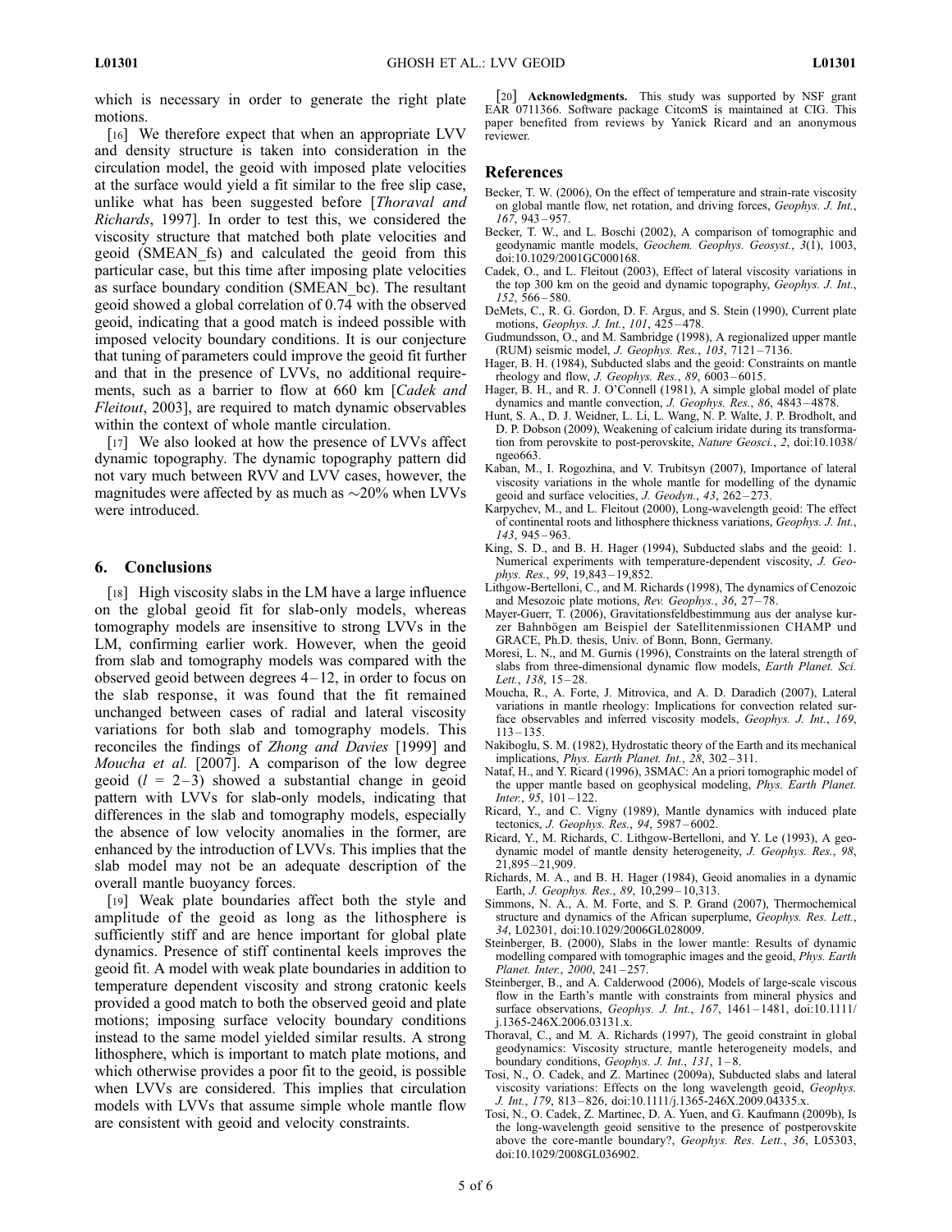which is necessary in order to generate the right plate motions.

[16] We therefore expect that when an appropriate LVV and density structure is taken into consideration in the circulation model, the geoid with imposed plate velocities at the surface would yield a fit similar to the free slip case, unlike what has been suggested before [*Thoraval and Richards*, 1997]. In order to test this, we considered the viscosity structure that matched both plate velocities and geoid (SMEAN_fs) and calculated the geoid from this particular case, but this time after imposing plate velocities as surface boundary condition (SMEAN_bc). The resultant geoid showed a global correlation of 0.74 with the observed geoid, indicating that a good match is indeed possible with imposed velocity boundary conditions. It is our conjecture that tuning of parameters could improve the geoid fit further and that in the presence of LVVs, no additional requirements, such as a barrier to flow at 660 km [*Cadek and Fleitout*, 2003], are required to match dynamic observables within the context of whole mantle circulation.

[17] We also looked at how the presence of LVVs affect dynamic topography. The dynamic topography pattern did not vary much between RVV and LVV cases, however, the magnitudes were affected by as much as ~20% when LVVs were introduced.

## 6. Conclusions

[18] High viscosity slabs in the LM have a large influence on the global geoid fit for slab-only models, whereas tomography models are insensitive to strong LVVs in the LM, confirming earlier work. However, when the geoid from slab and tomography models was compared with the observed geoid between degrees 4–12, in order to focus on the slab response, it was found that the fit remained unchanged between cases of radial and lateral viscosity variations for both slab and tomography models. This reconciles the findings of *Zhong and Davies* [1999] and *Moucha et al.* [2007]. A comparison of the low degree geoid ($l$ = 2–3) showed a substantial change in geoid pattern with LVVs for slab-only models, indicating that differences in the slab and tomography models, especially the absence of low velocity anomalies in the former, are enhanced by the introduction of LVVs. This implies that the slab model may not be an adequate description of the overall mantle buoyancy forces.

[19] Weak plate boundaries affect both the style and amplitude of the geoid as long as the lithosphere is sufficiently stiff and are hence important for global plate dynamics. Presence of stiff continental keels improves the geoid fit. A model with weak plate boundaries in addition to temperature dependent viscosity and strong cratonic keels provided a good match to both the observed geoid and plate motions; imposing surface velocity boundary conditions instead to the same model yielded similar results. A strong lithosphere, which is important to match plate motions, and which otherwise provides a poor fit to the geoid, is possible when LVVs are considered. This implies that circulation models with LVVs that assume simple whole mantle flow are consistent with geoid and velocity constraints.

[20] **Acknowledgments.** This study was supported by NSF grant EAR 0711366. Software package CitcomS is maintained at CIG. This paper benefited from reviews by Yanick Ricard and an anonymous reviewer.

## References

Becker, T. W. (2006), On the effect of temperature and strain-rate viscosity on global mantle flow, net rotation, and driving forces, *Geophys. J. Int.*, *167*, 943–957.

Becker, T. W., and L. Boschi (2002), A comparison of tomographic and geodynamic mantle models, *Geochem. Geophys. Geosyst.*, *3*(1), 1003, doi:10.1029/2001GC000168.

Cadek, O., and L. Fleitout (2003), Effect of lateral viscosity variations in the top 300 km on the geoid and dynamic topography, *Geophys. J. Int.*, *152*, 566–580.

DeMets, C., R. G. Gordon, D. F. Argus, and S. Stein (1990), Current plate motions, *Geophys. J. Int.*, *101*, 425–478.

Gudmundsson, O., and M. Sambridge (1998), A regionalized upper mantle (RUM) seismic model, *J. Geophys. Res.*, *103*, 7121–7136.

Hager, B. H. (1984), Subducted slabs and the geoid: Constraints on mantle rheology and flow, *J. Geophys. Res.*, *89*, 6003–6015.

Hager, B. H., and R. J. O'Connell (1981), A simple global model of plate dynamics and mantle convection, *J. Geophys. Res.*, *86*, 4843–4878.

Hunt, S. A., D. J. Weidner, L. Li, L. Wang, N. P. Walte, J. P. Brodholt, and D. P. Dobson (2009), Weakening of calcium iridate during its transformation from perovskite to post-perovskite, *Nature Geosci.*, *2*, doi:10.1038/ngeo663.

Kaban, M., I. Rogozhina, and V. Trubitsyn (2007), Importance of lateral viscosity variations in the whole mantle for modelling of the dynamic geoid and surface velocities, *J. Geodyn.*, *43*, 262–273.

Karpychev, M., and L. Fleitout (2000), Long-wavelength geoid: The effect of continental roots and lithosphere thickness variations, *Geophys. J. Int.*, *143*, 945–963.

King, S. D., and B. H. Hager (1994), Subducted slabs and the geoid: 1. Numerical experiments with temperature-dependent viscosity, *J. Geophys. Res.*, *99*, 19,843–19,852.

Lithgow-Bertelloni, C., and M. Richards (1998), The dynamics of Cenozoic and Mesozoic plate motions, *Rev. Geophys.*, *36*, 27–78.

Mayer-Guerr, T. (2006), Gravitationsfeldbestimmung aus der analyse kurzer Bahnbögen am Beispiel der Satellitenmissionen CHAMP und GRACE, Ph.D. thesis, Univ. of Bonn, Bonn, Germany.

Moresi, L. N., and M. Gurnis (1996), Constraints on the lateral strength of slabs from three-dimensional dynamic flow models, *Earth Planet. Sci. Lett.*, *138*, 15–28.

Moucha, R., A. Forte, J. Mitrovica, and A. D. Daradich (2007), Lateral variations in mantle rheology: Implications for convection related surface observables and inferred viscosity models, *Geophys. J. Int.*, *169*, 113–135.

Nakiboglu, S. M. (1982), Hydrostatic theory of the Earth and its mechanical implications, *Phys. Earth Planet. Int.*, *28*, 302–311.

Nataf, H., and Y. Ricard (1996), 3SMAC: An a priori tomographic model of the upper mantle based on geophysical modeling, *Phys. Earth Planet. Inter.*, *95*, 101–122.

Ricard, Y., and C. Vigny (1989), Mantle dynamics with induced plate tectonics, *J. Geophys. Res.*, *94*, 5987–6002.

Ricard, Y., M. Richards, C. Lithgow-Bertelloni, and Y. Le (1993), A geodynamic model of mantle density heterogeneity, *J. Geophys. Res.*, *98*, 21,895–21,909.

Richards, M. A., and B. H. Hager (1984), Geoid anomalies in a dynamic Earth, *J. Geophys. Res.*, *89*, 10,299–10,313.

Simmons, N. A., A. M. Forte, and S. P. Grand (2007), Thermochemical structure and dynamics of the African superplume, *Geophys. Res. Lett.*, *34*, L02301, doi:10.1029/2006GL028009.

Steinberger, B. (2000), Slabs in the lower mantle: Results of dynamic modelling compared with tomographic images and the geoid, *Phys. Earth Planet. Inter.*, *2000*, 241–257.

Steinberger, B., and A. Calderwood (2006), Models of large-scale viscous flow in the Earth's mantle with constraints from mineral physics and surface observations, *Geophys. J. Int.*, *167*, 1461–1481, doi:10.1111/j.1365-246X.2006.03131.x.

Thoraval, C., and M. A. Richards (1997), The geoid constraint in global geodynamics: Viscosity structure, mantle heterogeneity models, and boundary conditions, *Geophys. J. Int.*, *131*, 1–8.

Tosi, N., O. Cadek, and Z. Martinec (2009a), Subducted slabs and lateral viscosity variations: Effects on the long wavelength geoid, *Geophys. J. Int.*, *179*, 813–826, doi:10.1111/j.1365-246X.2009.04335.x.

Tosi, N., O. Cadek, Z. Martinec, D. A. Yuen, and G. Kaufmann (2009b), Is the long-wavelength geoid sensitive to the presence of postperovskite above the core-mantle boundary?, *Geophys. Res. Lett.*, *36*, L05303, doi:10.1029/2008GL036902.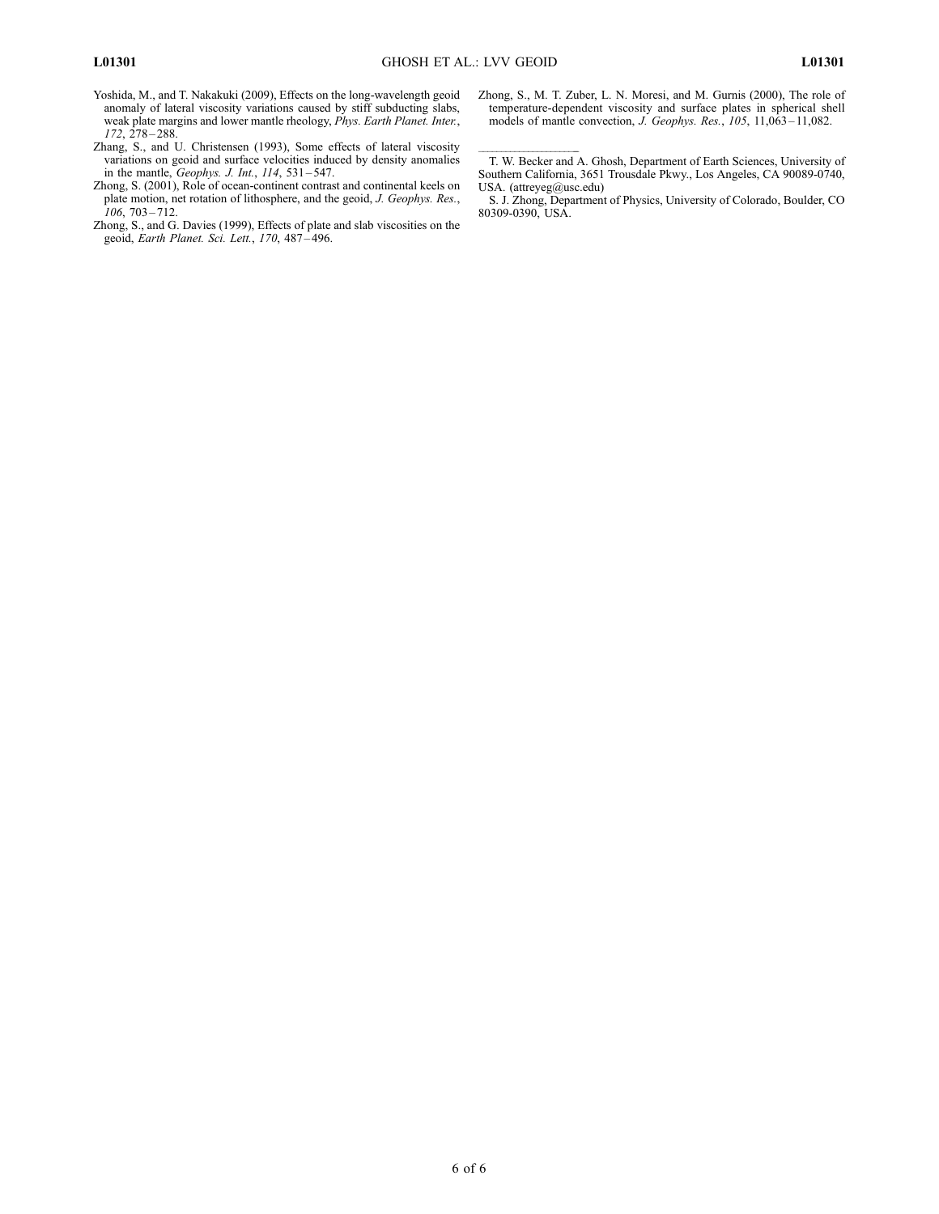Yoshida, M., and T. Nakakuki (2009), Effects on the long-wavelength geoid anomaly of lateral viscosity variations caused by stiff subducting slabs, weak plate margins and lower mantle rheology, *Phys. Earth Planet. Inter.*, *172*, 278–288.

Zhang, S., and U. Christensen (1993), Some effects of lateral viscosity variations on geoid and surface velocities induced by density anomalies in the mantle, *Geophys. J. Int.*, *114*, 531–547.

Zhong, S. (2001), Role of ocean-continent contrast and continental keels on plate motion, net rotation of lithosphere, and the geoid, *J. Geophys. Res.*, *106*, 703–712.

Zhong, S., and G. Davies (1999), Effects of plate and slab viscosities on the geoid, *Earth Planet. Sci. Lett.*, *170*, 487–496.

Zhong, S., M. T. Zuber, L. N. Moresi, and M. Gurnis (2000), The role of temperature-dependent viscosity and surface plates in spherical shell models of mantle convection, *J. Geophys. Res.*, *105*, 11,063–11,082.

---

T. W. Becker and A. Ghosh, Department of Earth Sciences, University of Southern California, 3651 Trousdale Pkwy., Los Angeles, CA 90089-0740, USA. (attreyeg@usc.edu)

S. J. Zhong, Department of Physics, University of Colorado, Boulder, CO 80309-0390, USA.